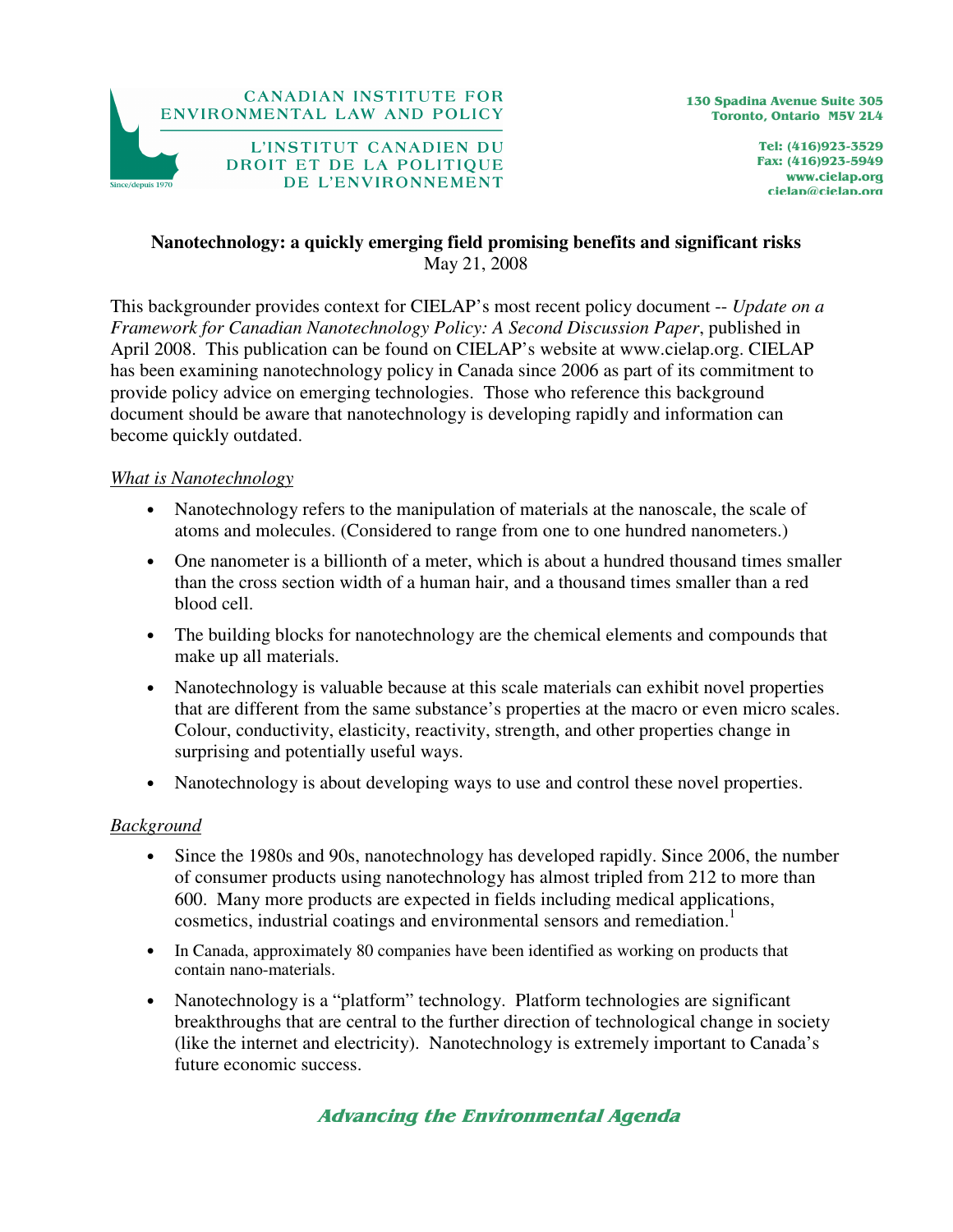CANADIAN INSTITUTE FOR ENVIRONMENTAL LAW AND POLICY

L'INSTITUT CANADIEN DU DROIT ET DE LA POLITIQUE DE L'ENVIRONNEMENT

Since/depuis 1970

130 Spadina Avenue Suite 305
Toronto, Ontario M5V 2L4

Tel: (416)923-3529
Fax: (416)923-5949
www.cielap.org
cielap@cielap.org

**Nanotechnology: a quickly emerging field promising benefits and significant risks**
May 21, 2008

This backgrounder provides context for CIELAP's most recent policy document -- *Update on a Framework for Canadian Nanotechnology Policy: A Second Discussion Paper*, published in April 2008. This publication can be found on CIELAP's website at www.cielap.org. CIELAP has been examining nanotechnology policy in Canada since 2006 as part of its commitment to provide policy advice on emerging technologies. Those who reference this background document should be aware that nanotechnology is developing rapidly and information can become quickly outdated.

## What is Nanotechnology

- Nanotechnology refers to the manipulation of materials at the nanoscale, the scale of atoms and molecules. (Considered to range from one to one hundred nanometers.)
- One nanometer is a billionth of a meter, which is about a hundred thousand times smaller than the cross section width of a human hair, and a thousand times smaller than a red blood cell.
- The building blocks for nanotechnology are the chemical elements and compounds that make up all materials.
- Nanotechnology is valuable because at this scale materials can exhibit novel properties that are different from the same substance's properties at the macro or even micro scales. Colour, conductivity, elasticity, reactivity, strength, and other properties change in surprising and potentially useful ways.
- Nanotechnology is about developing ways to use and control these novel properties.

## Background

- Since the 1980s and 90s, nanotechnology has developed rapidly. Since 2006, the number of consumer products using nanotechnology has almost tripled from 212 to more than 600. Many more products are expected in fields including medical applications, cosmetics, industrial coatings and environmental sensors and remediation.[1]
- In Canada, approximately 80 companies have been identified as working on products that contain nano-materials.
- Nanotechnology is a "platform" technology. Platform technologies are significant breakthroughs that are central to the further direction of technological change in society (like the internet and electricity). Nanotechnology is extremely important to Canada's future economic success.

*Advancing the Environmental Agenda*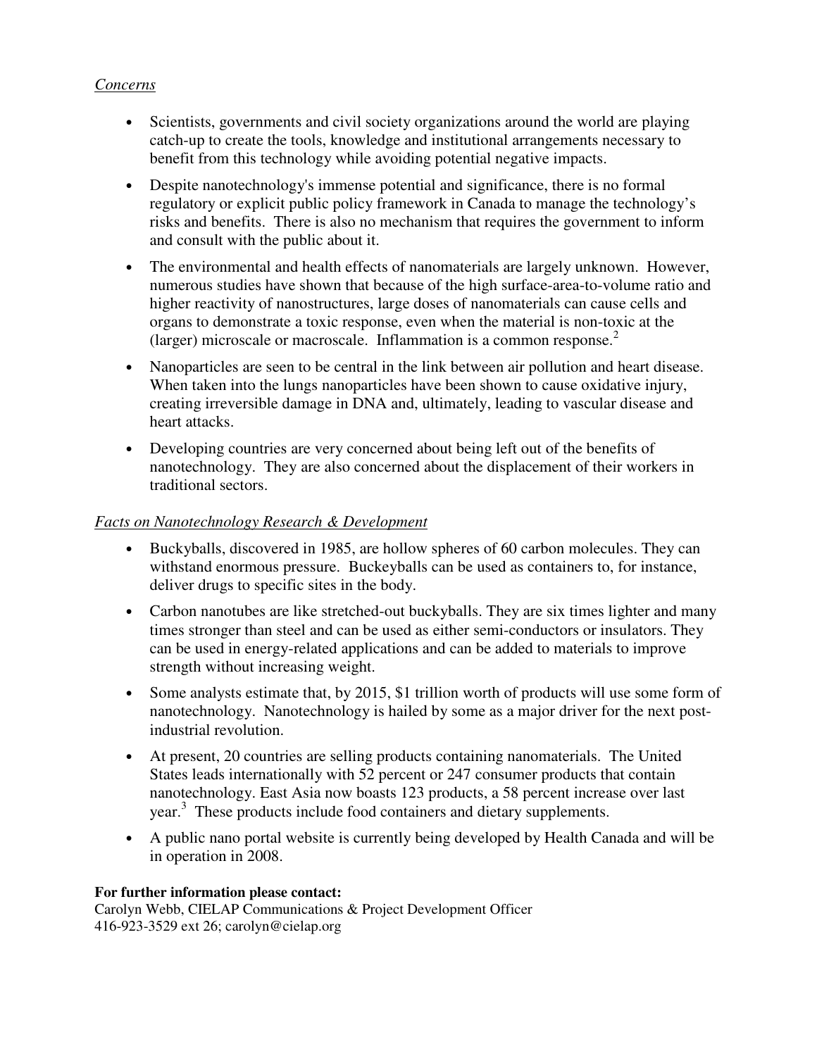*Concerns*

- Scientists, governments and civil society organizations around the world are playing catch-up to create the tools, knowledge and institutional arrangements necessary to benefit from this technology while avoiding potential negative impacts.
- Despite nanotechnology's immense potential and significance, there is no formal regulatory or explicit public policy framework in Canada to manage the technology's risks and benefits. There is also no mechanism that requires the government to inform and consult with the public about it.
- The environmental and health effects of nanomaterials are largely unknown. However, numerous studies have shown that because of the high surface-area-to-volume ratio and higher reactivity of nanostructures, large doses of nanomaterials can cause cells and organs to demonstrate a toxic response, even when the material is non-toxic at the (larger) microscale or macroscale. Inflammation is a common response.[2]
- Nanoparticles are seen to be central in the link between air pollution and heart disease. When taken into the lungs nanoparticles have been shown to cause oxidative injury, creating irreversible damage in DNA and, ultimately, leading to vascular disease and heart attacks.
- Developing countries are very concerned about being left out of the benefits of nanotechnology. They are also concerned about the displacement of their workers in traditional sectors.

*Facts on Nanotechnology Research & Development*

- Buckyballs, discovered in 1985, are hollow spheres of 60 carbon molecules. They can withstand enormous pressure. Buckeyballs can be used as containers to, for instance, deliver drugs to specific sites in the body.
- Carbon nanotubes are like stretched-out buckyballs. They are six times lighter and many times stronger than steel and can be used as either semi-conductors or insulators. They can be used in energy-related applications and can be added to materials to improve strength without increasing weight.
- Some analysts estimate that, by 2015, $1 trillion worth of products will use some form of nanotechnology. Nanotechnology is hailed by some as a major driver for the next post-industrial revolution.
- At present, 20 countries are selling products containing nanomaterials. The United States leads internationally with 52 percent or 247 consumer products that contain nanotechnology. East Asia now boasts 123 products, a 58 percent increase over last year.[3] These products include food containers and dietary supplements.
- A public nano portal website is currently being developed by Health Canada and will be in operation in 2008.

**For further information please contact:**
Carolyn Webb, CIELAP Communications & Project Development Officer
416-923-3529 ext 26; carolyn@cielap.org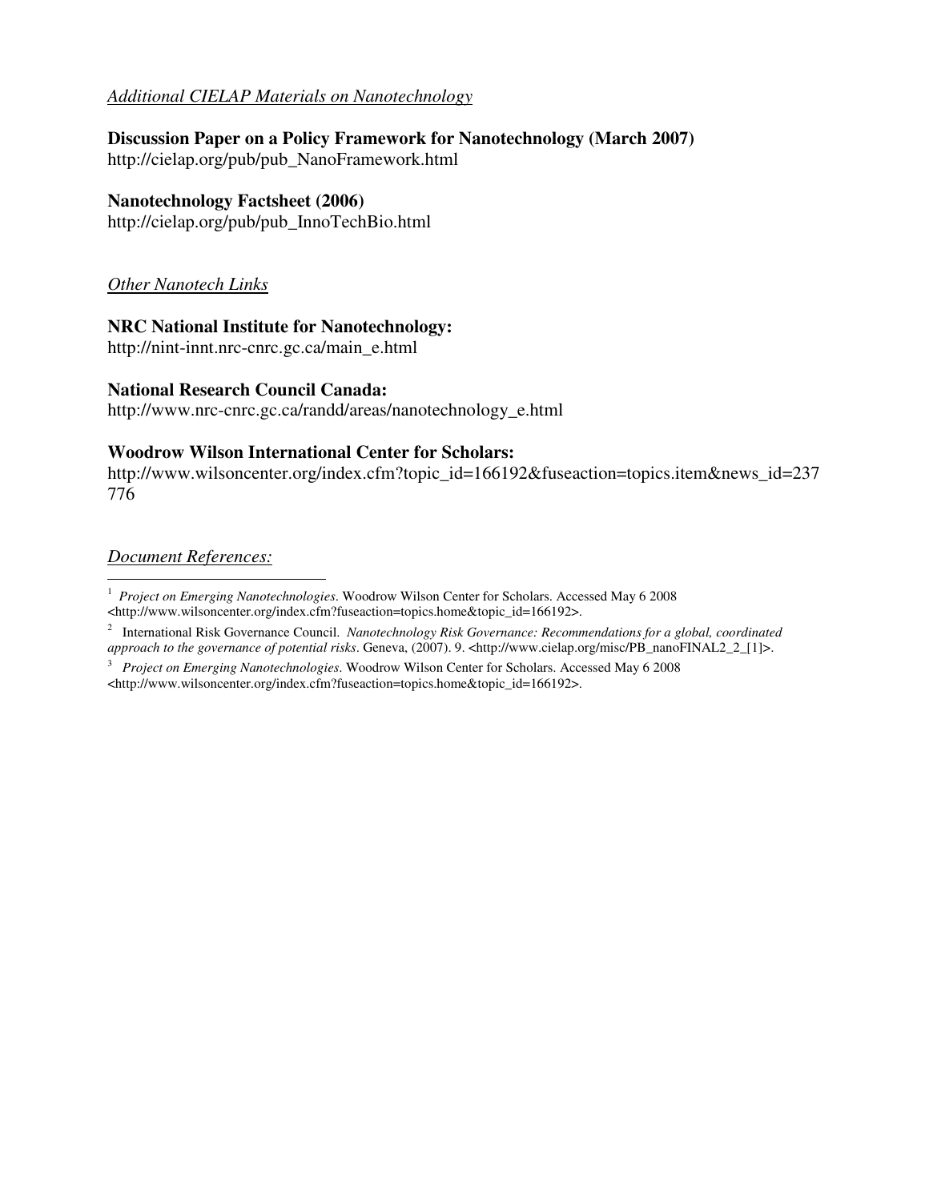*Additional CIELAP Materials on Nanotechnology*

**Discussion Paper on a Policy Framework for Nanotechnology (March 2007)**
http://cielap.org/pub/pub_NanoFramework.html

**Nanotechnology Factsheet (2006)**
http://cielap.org/pub/pub_InnoTechBio.html

*Other Nanotech Links*

**NRC National Institute for Nanotechnology:**
http://nint-innt.nrc-cnrc.gc.ca/main_e.html

**National Research Council Canada:**
http://www.nrc-cnrc.gc.ca/randd/areas/nanotechnology_e.html

**Woodrow Wilson International Center for Scholars:**
http://www.wilsoncenter.org/index.cfm?topic_id=166192&fuseaction=topics.item&news_id=237776

*Document References:*

---

[1] *Project on Emerging Nanotechnologies*. Woodrow Wilson Center for Scholars. Accessed May 6 2008 <http://www.wilsoncenter.org/index.cfm?fuseaction=topics.home&topic_id=166192>.

[2] International Risk Governance Council. *Nanotechnology Risk Governance: Recommendations for a global, coordinated approach to the governance of potential risks*. Geneva, (2007). 9. <http://www.cielap.org/misc/PB_nanoFINAL2_2_[1]>.

[3] *Project on Emerging Nanotechnologies*. Woodrow Wilson Center for Scholars. Accessed May 6 2008 <http://www.wilsoncenter.org/index.cfm?fuseaction=topics.home&topic_id=166192>.